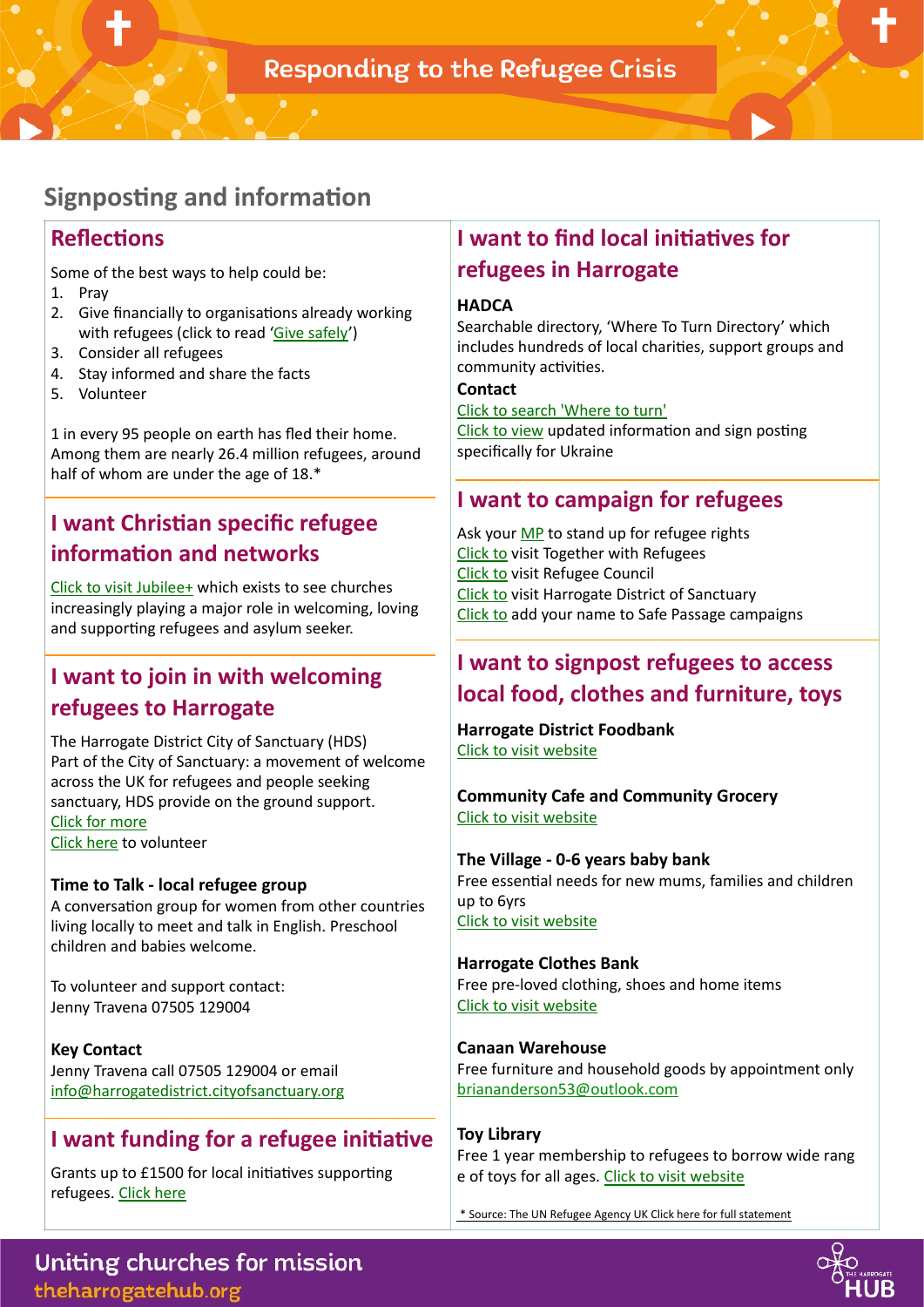# Responding to the Refugee Crisis

## Signposting and information

### Reflections

Some of the best ways to help could be:

1. Pray
2. Give financially to organisations already working with refugees (click to read 'Give safely')
3. Consider all refugees
4. Stay informed and share the facts
5. Volunteer

1 in every 95 people on earth has fled their home. Among them are nearly 26.4 million refugees, around half of whom are under the age of 18.*

### I want Christian specific refugee information and networks

Click to visit Jubilee+ which exists to see churches increasingly playing a major role in welcoming, loving and supporting refugees and asylum seeker.

### I want to join in with welcoming refugees to Harrogate

The Harrogate District City of Sanctuary (HDS) Part of the City of Sanctuary: a movement of welcome across the UK for refugees and people seeking sanctuary, HDS provide on the ground support.
Click for more
Click here to volunteer

**Time to Talk - local refugee group**
A conversation group for women from other countries living locally to meet and talk in English. Preschool children and babies welcome.

To volunteer and support contact:
Jenny Travena 07505 129004

**Key Contact**
Jenny Travena call 07505 129004 or email
info@harrogatedistrict.cityofsanctuary.org

### I want funding for a refugee initiative

Grants up to £1500 for local initiatives supporting refugees. Click here

### I want to find local initiatives for refugees in Harrogate

**HADCA**
Searchable directory, 'Where To Turn Directory' which includes hundreds of local charities, support groups and community activities.

**Contact**
Click to search 'Where to turn'
Click to view updated information and sign posting specifically for Ukraine

### I want to campaign for refugees

Ask your MP to stand up for refugee rights
Click to visit Together with Refugees
Click to visit Refugee Council
Click to visit Harrogate District of Sanctuary
Click to add your name to Safe Passage campaigns

### I want to signpost refugees to access local food, clothes and furniture, toys

**Harrogate District Foodbank**
Click to visit website

**Community Cafe and Community Grocery**
Click to visit website

**The Village - 0-6 years baby bank**
Free essential needs for new mums, families and children up to 6yrs
Click to visit website

**Harrogate Clothes Bank**
Free pre-loved clothing, shoes and home items
Click to visit website

**Canaan Warehouse**
Free furniture and household goods by appointment only
briananderson53@outlook.com

**Toy Library**
Free 1 year membership to refugees to borrow wide rang e of toys for all ages. Click to visit website

* Source: The UN Refugee Agency UK Click here for full statement

Uniting churches for mission
theharrogatehub.org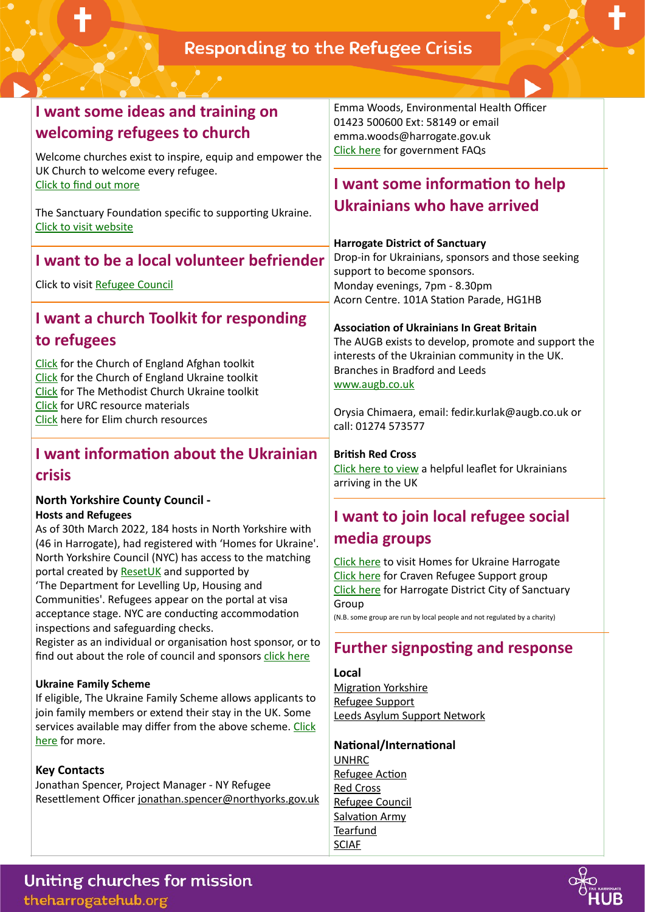# Responding to the Refugee Crisis

## I want some ideas and training on welcoming refugees to church

Welcome churches exist to inspire, equip and empower the UK Church to welcome every refugee.
Click to find out more

The Sanctuary Foundation specific to supporting Ukraine.
Click to visit website

## I want to be a local volunteer befriender

Click to visit Refugee Council

## I want a church Toolkit for responding to refugees

Click for the Church of England Afghan toolkit
Click for the Church of England Ukraine toolkit
Click for The Methodist Church Ukraine toolkit
Click for URC resource materials
Click here for Elim church resources

## I want information about the Ukrainian crisis

**North Yorkshire County Council - Hosts and Refugees**

As of 30th March 2022, 184 hosts in North Yorkshire with (46 in Harrogate), had registered with 'Homes for Ukraine'. North Yorkshire Council (NYC) has access to the matching portal created by ResetUK and supported by 'The Department for Levelling Up, Housing and Communities'. Refugees appear on the portal at visa acceptance stage. NYC are conducting accommodation inspections and safeguarding checks.
Register as an individual or organisation host sponsor, or to find out about the role of council and sponsors click here

**Ukraine Family Scheme**

If eligible, The Ukraine Family Scheme allows applicants to join family members or extend their stay in the UK. Some services available may differ from the above scheme. Click here for more.

**Key Contacts**

Jonathan Spencer, Project Manager - NY Refugee Resettlement Officer jonathan.spencer@northyorks.gov.uk

Emma Woods, Environmental Health Officer
01423 500600 Ext: 58149 or email emma.woods@harrogate.gov.uk
Click here for government FAQs

## I want some information to help Ukrainians who have arrived

**Harrogate District of Sanctuary**

Drop-in for Ukrainians, sponsors and those seeking support to become sponsors.
Monday evenings, 7pm - 8.30pm
Acorn Centre. 101A Station Parade, HG1HB

**Association of Ukrainians In Great Britain**

The AUGB exists to develop, promote and support the interests of the Ukrainian community in the UK.
Branches in Bradford and Leeds
www.augb.co.uk

Orysia Chimaera, email: fedir.kurlak@augb.co.uk or call: 01274 573577

**British Red Cross**

Click here to view a helpful leaflet for Ukrainians arriving in the UK

## I want to join local refugee social media groups

Click here to visit Homes for Ukraine Harrogate
Click here for Craven Refugee Support group
Click here for Harrogate District City of Sanctuary Group

(N.B. some group are run by local people and not regulated by a charity)

## Further signposting and response

**Local**

Migration Yorkshire
Refugee Support
Leeds Asylum Support Network

**National/International**

UNHRC
Refugee Action
Red Cross
Refugee Council
Salvation Army
Tearfund
SCIAF

Uniting churches for mission
theharrogatehub.org